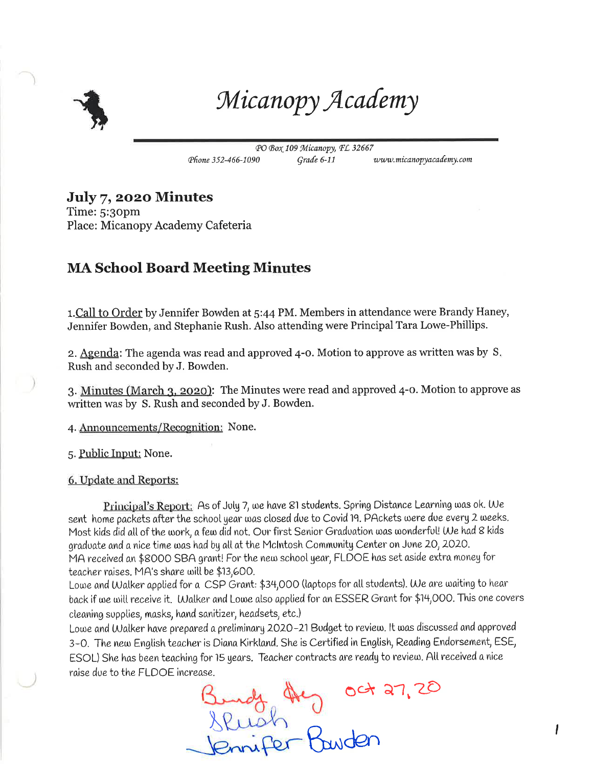# Micanopy Academy

*PO Box 109 Micanopy, FL 32667*
*Phone 352-466-1090* *Grade 6-11* *www.micanopyacademy.com*

**July 7, 2020 Minutes**
Time: 5:30pm
Place: Micanopy Academy Cafeteria

## MA School Board Meeting Minutes

1.Call to Order by Jennifer Bowden at 5:44 PM. Members in attendance were Brandy Haney, Jennifer Bowden, and Stephanie Rush. Also attending were Principal Tara Lowe-Phillips.

2. Agenda: The agenda was read and approved 4-0. Motion to approve as written was by S. Rush and seconded by J. Bowden.

3. Minutes (March 3, 2020): The Minutes were read and approved 4-0. Motion to approve as written was by S. Rush and seconded by J. Bowden.

4. Announcements/Recognition: None.

5. Public Input: None.

6. Update and Reports:

Principal's Report: As of July 7, we have 81 students. Spring Distance Learning was ok. We sent home packets after the school year was closed due to Covid 19. PAckets were due every 2 weeks. Most kids did all of the work, a few did not. Our first Senior Graduation was wonderful! We had 8 kids graduate and a nice time was had by all at the McIntosh Community Center on June 20, 2020.
MA received an $8000 SBA grant! For the new school year, FLDOE has set aside extra money for teacher raises. MA's share will be $13,600.
Lowe and Walker applied for a CSP Grant: $34,000 (laptops for all students). We are waiting to hear back if we will receive it. Walker and Lowe also applied for an ESSER Grant for $14,000. This one covers cleaning supplies, masks, hand sanitizer, headsets, etc.)
Lowe and Walker have prepared a preliminary 2020-21 Budget to review. It was discussed and approved 3-0. The new English teacher is Diana Kirkland. She is Certified in English, Reading Endorsement, ESE, ESOL) She has been teaching for 15 years. Teacher contracts are ready to review. All received a nice raise due to the FLDOE increase.

Brandy Haney Oct 27, 20
S Rush
Jennifer Bowden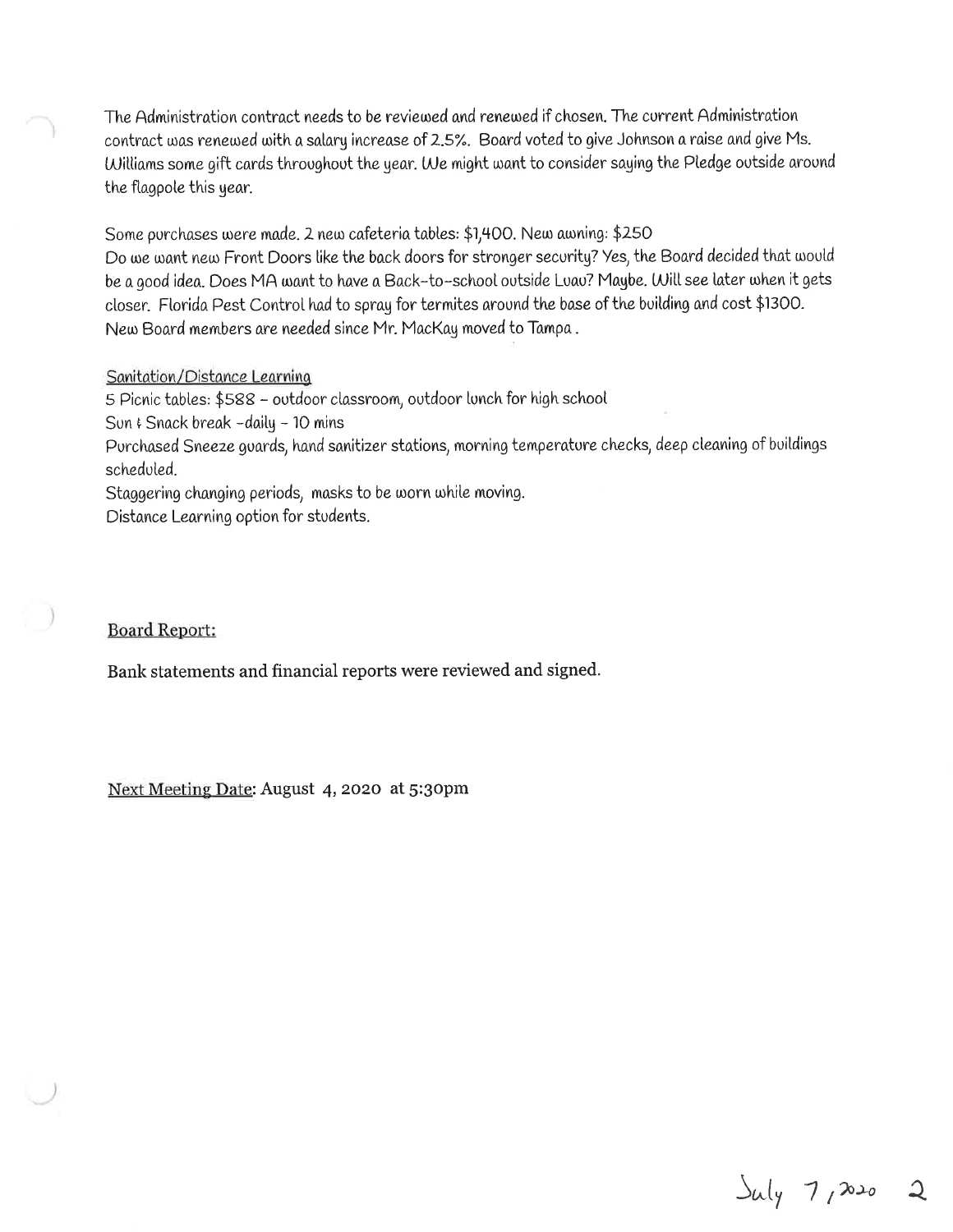The Administration contract needs to be reviewed and renewed if chosen. The current Administration contract was renewed with a salary increase of 2.5%. Board voted to give Johnson a raise and give Ms. Williams some gift cards throughout the year. We might want to consider saying the Pledge outside around the flagpole this year.

Some purchases were made. 2 new cafeteria tables: $1,400. New awning: $250
Do we want new Front Doors like the back doors for stronger security? Yes, the Board decided that would be a good idea. Does MA want to have a Back-to-school outside Luau? Maybe. Will see later when it gets closer. Florida Pest Control had to spray for termites around the base of the building and cost $1300. New Board members are needed since Mr. MacKay moved to Tampa .

Sanitation/Distance Learning

5 Picnic tables: $588 – outdoor classroom, outdoor lunch for high school
Sun & Snack break –daily – 10 mins
Purchased Sneeze guards, hand sanitizer stations, morning temperature checks, deep cleaning of buildings scheduled.
Staggering changing periods, masks to be worn while moving.
Distance Learning option for students.

Board Report:

Bank statements and financial reports were reviewed and signed.

Next Meeting Date: August 4, 2020 at 5:30pm

July 7, 2020